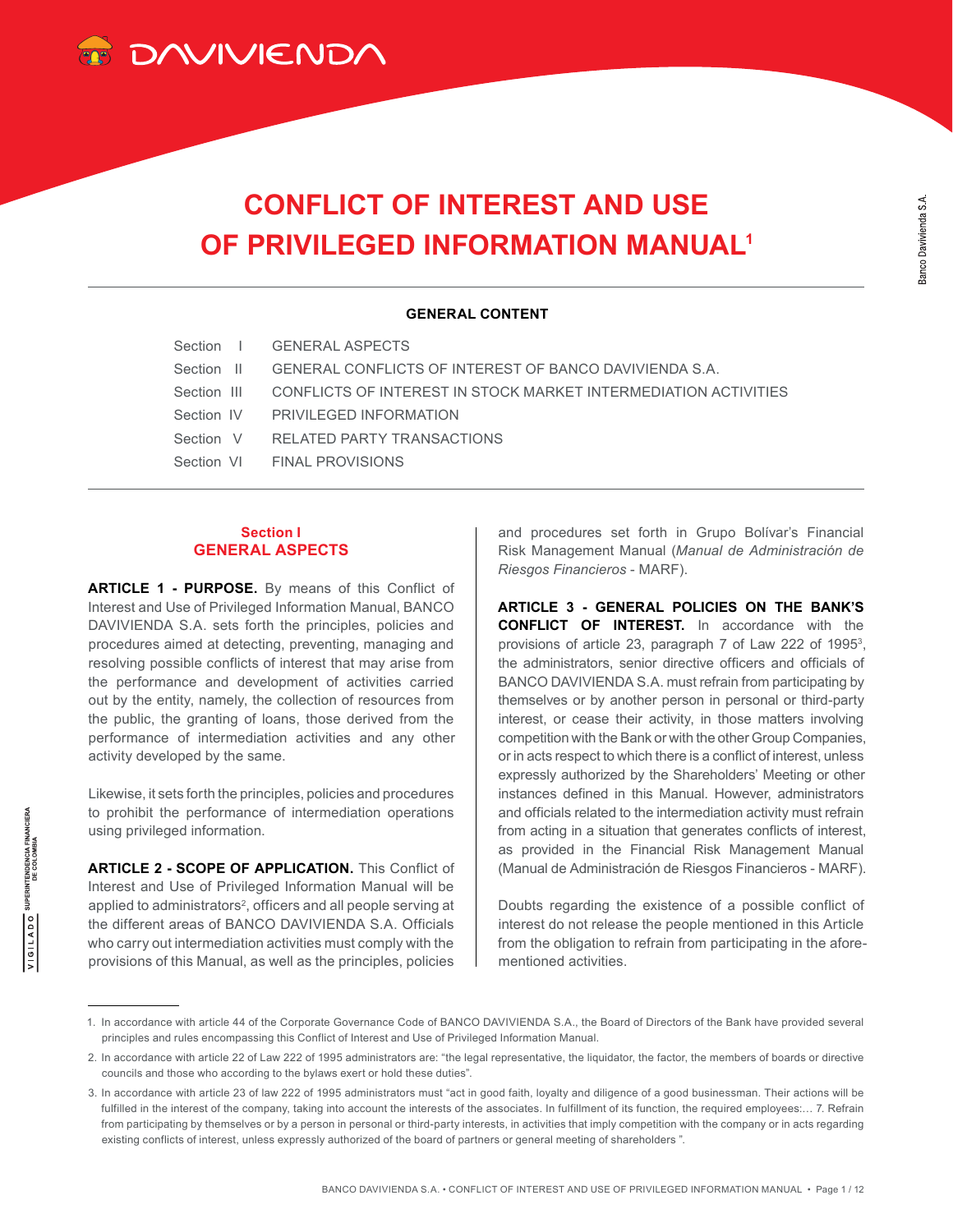# CONFLICT OF INTEREST AND USE OF PRIVILEGED INFORMATION MANUAL[1]

**GENERAL CONTENT**

| | |
|---|---|
| Section I | GENERAL ASPECTS |
| Section II | GENERAL CONFLICTS OF INTEREST OF BANCO DAVIVIENDA S.A. |
| Section III | CONFLICTS OF INTEREST IN STOCK MARKET INTERMEDIATION ACTIVITIES |
| Section IV | PRIVILEGED INFORMATION |
| Section V | RELATED PARTY TRANSACTIONS |
| Section VI | FINAL PROVISIONS |

## Section I
## GENERAL ASPECTS

**ARTICLE 1 - PURPOSE.** By means of this Conflict of Interest and Use of Privileged Information Manual, BANCO DAVIVIENDA S.A. sets forth the principles, policies and procedures aimed at detecting, preventing, managing and resolving possible conflicts of interest that may arise from the performance and development of activities carried out by the entity, namely, the collection of resources from the public, the granting of loans, those derived from the performance of intermediation activities and any other activity developed by the same.

Likewise, it sets forth the principles, policies and procedures to prohibit the performance of intermediation operations using privileged information.

**ARTICLE 2 - SCOPE OF APPLICATION.** This Conflict of Interest and Use of Privileged Information Manual will be applied to administrators[2], officers and all people serving at the different areas of BANCO DAVIVIENDA S.A. Officials who carry out intermediation activities must comply with the provisions of this Manual, as well as the principles, policies and procedures set forth in Grupo Bolívar's Financial Risk Management Manual (*Manual de Administración de Riesgos Financieros* - MARF).

**ARTICLE 3 - GENERAL POLICIES ON THE BANK'S CONFLICT OF INTEREST.** In accordance with the provisions of article 23, paragraph 7 of Law 222 of 1995[3], the administrators, senior directive officers and officials of BANCO DAVIVIENDA S.A. must refrain from participating by themselves or by another person in personal or third-party interest, or cease their activity, in those matters involving competition with the Bank or with the other Group Companies, or in acts respect to which there is a conflict of interest, unless expressly authorized by the Shareholders' Meeting or other instances defined in this Manual. However, administrators and officials related to the intermediation activity must refrain from acting in a situation that generates conflicts of interest, as provided in the Financial Risk Management Manual (Manual de Administración de Riesgos Financieros - MARF).

Doubts regarding the existence of a possible conflict of interest do not release the people mentioned in this Article from the obligation to refrain from participating in the aforementioned activities.

---

1. In accordance with article 44 of the Corporate Governance Code of BANCO DAVIVIENDA S.A., the Board of Directors of the Bank have provided several principles and rules encompassing this Conflict of Interest and Use of Privileged Information Manual.

2. In accordance with article 22 of Law 222 of 1995 administrators are: "the legal representative, the liquidator, the factor, the members of boards or directive councils and those who according to the bylaws exert or hold these duties".

3. In accordance with article 23 of law 222 of 1995 administrators must "act in good faith, loyalty and diligence of a good businessman. Their actions will be fulfilled in the interest of the company, taking into account the interests of the associates. In fulfillment of its function, the required employees:... 7. Refrain from participating by themselves or by a person in personal or third-party interests, in activities that imply competition with the company or in acts regarding existing conflicts of interest, unless expressly authorized of the board of partners or general meeting of shareholders ".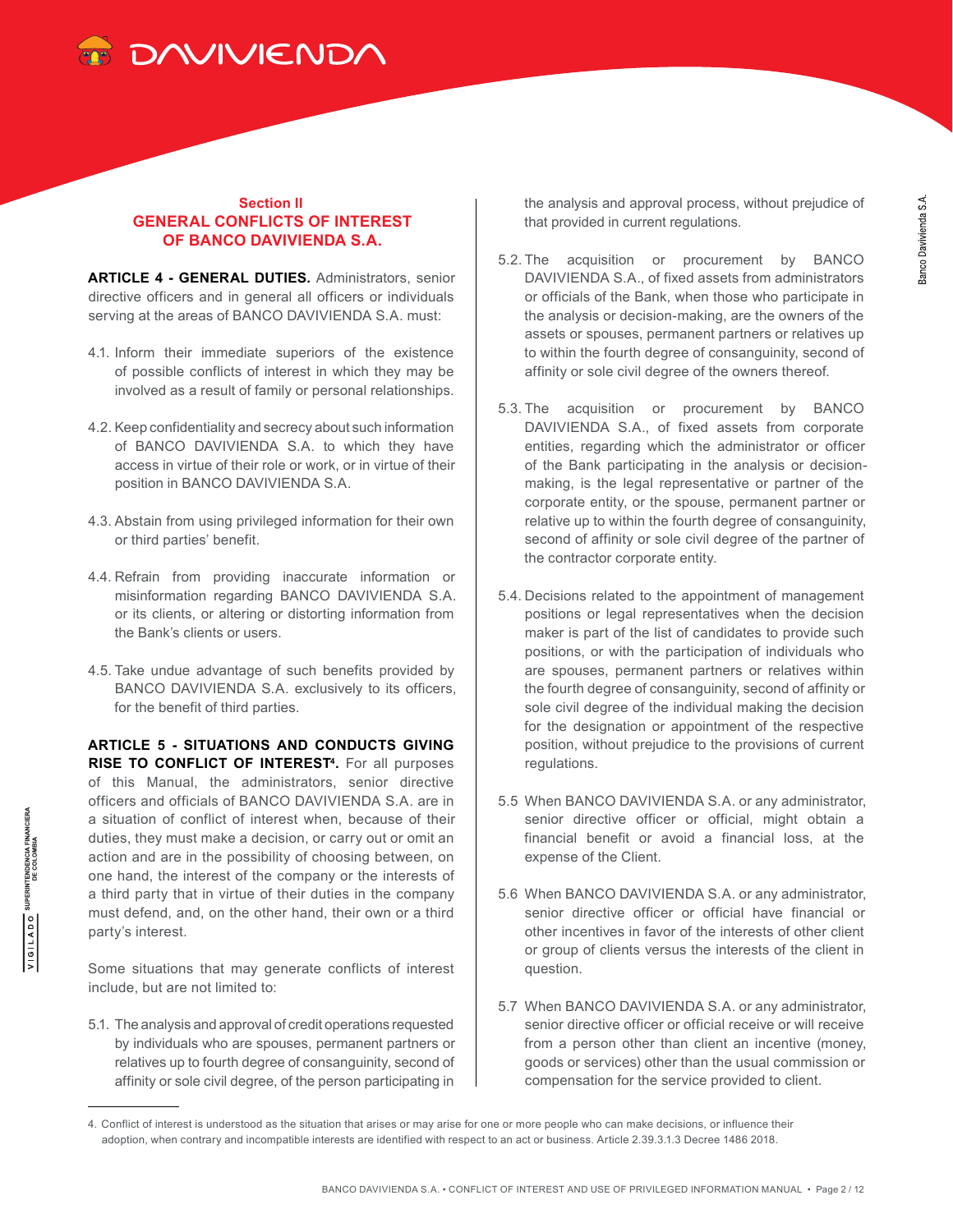## Section II
## GENERAL CONFLICTS OF INTEREST OF BANCO DAVIVIENDA S.A.

**ARTICLE 4 - GENERAL DUTIES.** Administrators, senior directive officers and in general all officers or individuals serving at the areas of BANCO DAVIVIENDA S.A. must:

4.1. Inform their immediate superiors of the existence of possible conflicts of interest in which they may be involved as a result of family or personal relationships.

4.2. Keep confidentiality and secrecy about such information of BANCO DAVIVIENDA S.A. to which they have access in virtue of their role or work, or in virtue of their position in BANCO DAVIVIENDA S.A.

4.3. Abstain from using privileged information for their own or third parties' benefit.

4.4. Refrain from providing inaccurate information or misinformation regarding BANCO DAVIVIENDA S.A. or its clients, or altering or distorting information from the Bank's clients or users.

4.5. Take undue advantage of such benefits provided by BANCO DAVIVIENDA S.A. exclusively to its officers, for the benefit of third parties.

**ARTICLE 5 - SITUATIONS AND CONDUCTS GIVING RISE TO CONFLICT OF INTEREST[4].** For all purposes of this Manual, the administrators, senior directive officers and officials of BANCO DAVIVIENDA S.A. are in a situation of conflict of interest when, because of their duties, they must make a decision, or carry out or omit an action and are in the possibility of choosing between, on one hand, the interest of the company or the interests of a third party that in virtue of their duties in the company must defend, and, on the other hand, their own or a third party's interest.

Some situations that may generate conflicts of interest include, but are not limited to:

5.1. The analysis and approval of credit operations requested by individuals who are spouses, permanent partners or relatives up to fourth degree of consanguinity, second of affinity or sole civil degree, of the person participating in the analysis and approval process, without prejudice of that provided in current regulations.

5.2. The acquisition or procurement by BANCO DAVIVIENDA S.A., of fixed assets from administrators or officials of the Bank, when those who participate in the analysis or decision-making, are the owners of the assets or spouses, permanent partners or relatives up to within the fourth degree of consanguinity, second of affinity or sole civil degree of the owners thereof.

5.3. The acquisition or procurement by BANCO DAVIVIENDA S.A., of fixed assets from corporate entities, regarding which the administrator or officer of the Bank participating in the analysis or decision-making, is the legal representative or partner of the corporate entity, or the spouse, permanent partner or relative up to within the fourth degree of consanguinity, second of affinity or sole civil degree of the partner of the contractor corporate entity.

5.4. Decisions related to the appointment of management positions or legal representatives when the decision maker is part of the list of candidates to provide such positions, or with the participation of individuals who are spouses, permanent partners or relatives within the fourth degree of consanguinity, second of affinity or sole civil degree of the individual making the decision for the designation or appointment of the respective position, without prejudice to the provisions of current regulations.

5.5 When BANCO DAVIVIENDA S.A. or any administrator, senior directive officer or official, might obtain a financial benefit or avoid a financial loss, at the expense of the Client.

5.6 When BANCO DAVIVIENDA S.A. or any administrator, senior directive officer or official have financial or other incentives in favor of the interests of other client or group of clients versus the interests of the client in question.

5.7 When BANCO DAVIVIENDA S.A. or any administrator, senior directive officer or official receive or will receive from a person other than client an incentive (money, goods or services) other than the usual commission or compensation for the service provided to client.

---

4. Conflict of interest is understood as the situation that arises or may arise for one or more people who can make decisions, or influence their adoption, when contrary and incompatible interests are identified with respect to an act or business. Article 2.39.3.1.3 Decree 1486 2018.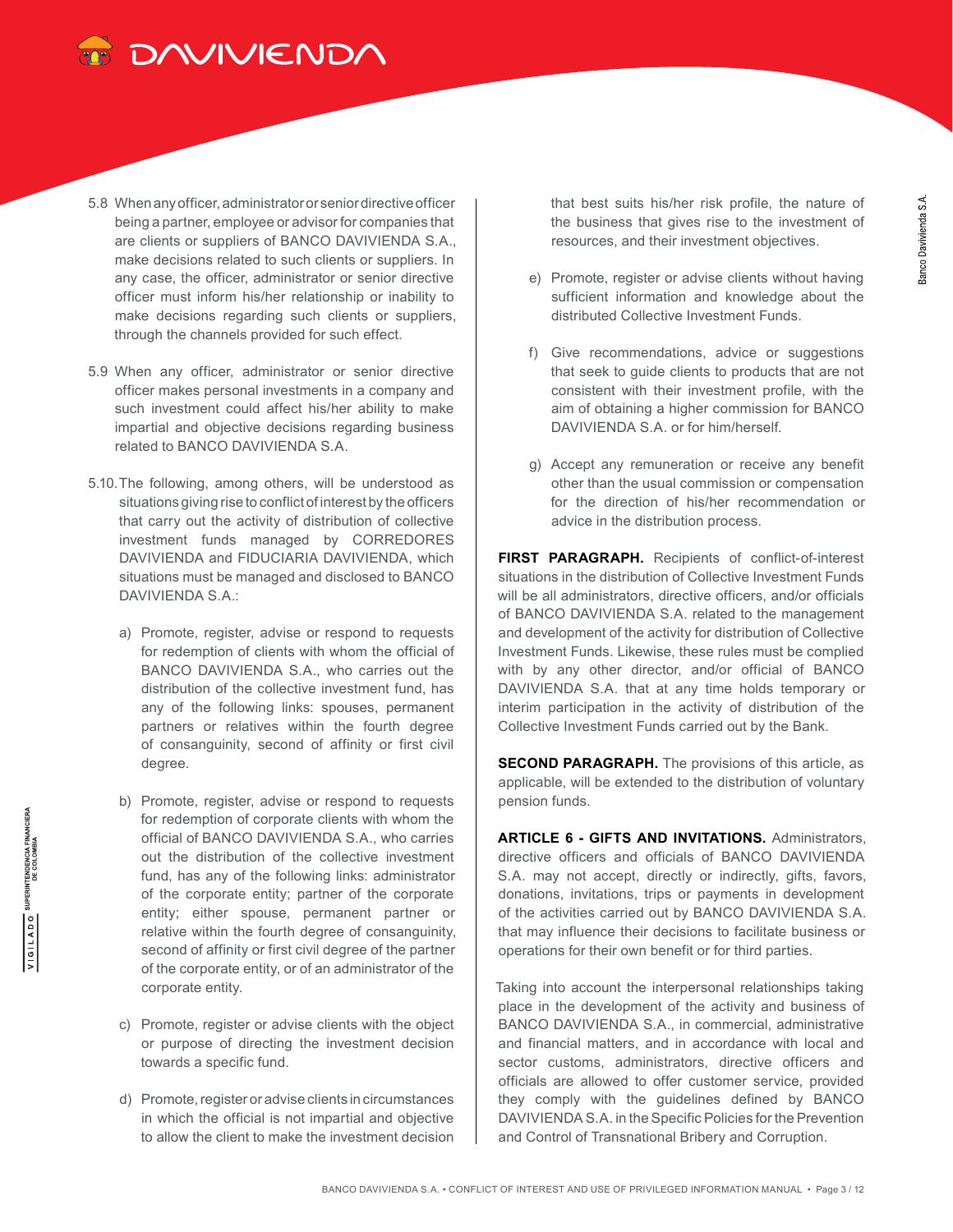5.8 When any officer, administrator or senior directive officer being a partner, employee or advisor for companies that are clients or suppliers of BANCO DAVIVIENDA S.A., make decisions related to such clients or suppliers. In any case, the officer, administrator or senior directive officer must inform his/her relationship or inability to make decisions regarding such clients or suppliers, through the channels provided for such effect.

5.9 When any officer, administrator or senior directive officer makes personal investments in a company and such investment could affect his/her ability to make impartial and objective decisions regarding business related to BANCO DAVIVIENDA S.A.

5.10. The following, among others, will be understood as situations giving rise to conflict of interest by the officers that carry out the activity of distribution of collective investment funds managed by CORREDORES DAVIVIENDA and FIDUCIARIA DAVIVIENDA, which situations must be managed and disclosed to BANCO DAVIVIENDA S.A.:

a) Promote, register, advise or respond to requests for redemption of clients with whom the official of BANCO DAVIVIENDA S.A., who carries out the distribution of the collective investment fund, has any of the following links: spouses, permanent partners or relatives within the fourth degree of consanguinity, second of affinity or first civil degree.

b) Promote, register, advise or respond to requests for redemption of corporate clients with whom the official of BANCO DAVIVIENDA S.A., who carries out the distribution of the collective investment fund, has any of the following links: administrator of the corporate entity; partner of the corporate entity; either spouse, permanent partner or relative within the fourth degree of consanguinity, second of affinity or first civil degree of the partner of the corporate entity, or of an administrator of the corporate entity.

c) Promote, register or advise clients with the object or purpose of directing the investment decision towards a specific fund.

d) Promote, register or advise clients in circumstances in which the official is not impartial and objective to allow the client to make the investment decision that best suits his/her risk profile, the nature of the business that gives rise to the investment of resources, and their investment objectives.

e) Promote, register or advise clients without having sufficient information and knowledge about the distributed Collective Investment Funds.

f) Give recommendations, advice or suggestions that seek to guide clients to products that are not consistent with their investment profile, with the aim of obtaining a higher commission for BANCO DAVIVIENDA S.A. or for him/herself.

g) Accept any remuneration or receive any benefit other than the usual commission or compensation for the direction of his/her recommendation or advice in the distribution process.

**FIRST PARAGRAPH.** Recipients of conflict-of-interest situations in the distribution of Collective Investment Funds will be all administrators, directive officers, and/or officials of BANCO DAVIVIENDA S.A. related to the management and development of the activity for distribution of Collective Investment Funds. Likewise, these rules must be complied with by any other director, and/or official of BANCO DAVIVIENDA S.A. that at any time holds temporary or interim participation in the activity of distribution of the Collective Investment Funds carried out by the Bank.

**SECOND PARAGRAPH.** The provisions of this article, as applicable, will be extended to the distribution of voluntary pension funds.

**ARTICLE 6 - GIFTS AND INVITATIONS.** Administrators, directive officers and officials of BANCO DAVIVIENDA S.A. may not accept, directly or indirectly, gifts, favors, donations, invitations, trips or payments in development of the activities carried out by BANCO DAVIVIENDA S.A. that may influence their decisions to facilitate business or operations for their own benefit or for third parties.

Taking into account the interpersonal relationships taking place in the development of the activity and business of BANCO DAVIVIENDA S.A., in commercial, administrative and financial matters, and in accordance with local and sector customs, administrators, directive officers and officials are allowed to offer customer service, provided they comply with the guidelines defined by BANCO DAVIVIENDA S.A. in the Specific Policies for the Prevention and Control of Transnational Bribery and Corruption.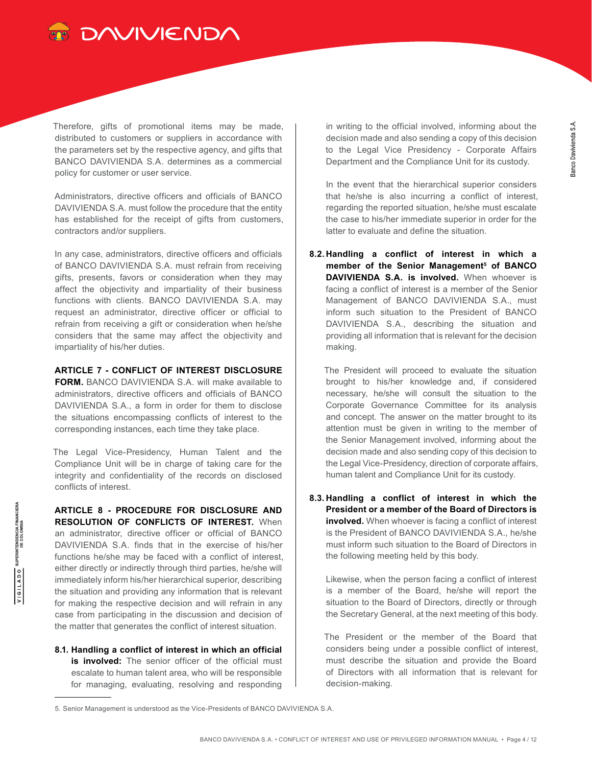Therefore, gifts of promotional items may be made, distributed to customers or suppliers in accordance with the parameters set by the respective agency, and gifts that BANCO DAVIVIENDA S.A. determines as a commercial policy for customer or user service.

Administrators, directive officers and officials of BANCO DAVIVIENDA S.A. must follow the procedure that the entity has established for the receipt of gifts from customers, contractors and/or suppliers.

In any case, administrators, directive officers and officials of BANCO DAVIVIENDA S.A. must refrain from receiving gifts, presents, favors or consideration when they may affect the objectivity and impartiality of their business functions with clients. BANCO DAVIVIENDA S.A. may request an administrator, directive officer or official to refrain from receiving a gift or consideration when he/she considers that the same may affect the objectivity and impartiality of his/her duties.

**ARTICLE 7 - CONFLICT OF INTEREST DISCLOSURE FORM.** BANCO DAVIVIENDA S.A. will make available to administrators, directive officers and officials of BANCO DAVIVIENDA S.A., a form in order for them to disclose the situations encompassing conflicts of interest to the corresponding instances, each time they take place.

The Legal Vice-Presidency, Human Talent and the Compliance Unit will be in charge of taking care for the integrity and confidentiality of the records on disclosed conflicts of interest.

**ARTICLE 8 - PROCEDURE FOR DISCLOSURE AND RESOLUTION OF CONFLICTS OF INTEREST.** When an administrator, directive officer or official of BANCO DAVIVIENDA S.A. finds that in the exercise of his/her functions he/she may be faced with a conflict of interest, either directly or indirectly through third parties, he/she will immediately inform his/her hierarchical superior, describing the situation and providing any information that is relevant for making the respective decision and will refrain in any case from participating in the discussion and decision of the matter that generates the conflict of interest situation.

**8.1. Handling a conflict of interest in which an official is involved:** The senior officer of the official must escalate to human talent area, who will be responsible for managing, evaluating, resolving and responding in writing to the official involved, informing about the decision made and also sending a copy of this decision to the Legal Vice Presidency - Corporate Affairs Department and the Compliance Unit for its custody.

In the event that the hierarchical superior considers that he/she is also incurring a conflict of interest, regarding the reported situation, he/she must escalate the case to his/her immediate superior in order for the latter to evaluate and define the situation.

**8.2. Handling a conflict of interest in which a member of the Senior Management[5] of BANCO DAVIVIENDA S.A. is involved.** When whoever is facing a conflict of interest is a member of the Senior Management of BANCO DAVIVIENDA S.A., must inform such situation to the President of BANCO DAVIVIENDA S.A., describing the situation and providing all information that is relevant for the decision making.

The President will proceed to evaluate the situation brought to his/her knowledge and, if considered necessary, he/she will consult the situation to the Corporate Governance Committee for its analysis and concept. The answer on the matter brought to its attention must be given in writing to the member of the Senior Management involved, informing about the decision made and also sending copy of this decision to the Legal Vice-Presidency, direction of corporate affairs, human talent and Compliance Unit for its custody.

**8.3. Handling a conflict of interest in which the President or a member of the Board of Directors is involved.** When whoever is facing a conflict of interest is the President of BANCO DAVIVIENDA S.A., he/she must inform such situation to the Board of Directors in the following meeting held by this body.

Likewise, when the person facing a conflict of interest is a member of the Board, he/she will report the situation to the Board of Directors, directly or through the Secretary General, at the next meeting of this body.

The President or the member of the Board that considers being under a possible conflict of interest, must describe the situation and provide the Board of Directors with all information that is relevant for decision-making.

---

5. Senior Management is understood as the Vice-Presidents of BANCO DAVIVIENDA S.A.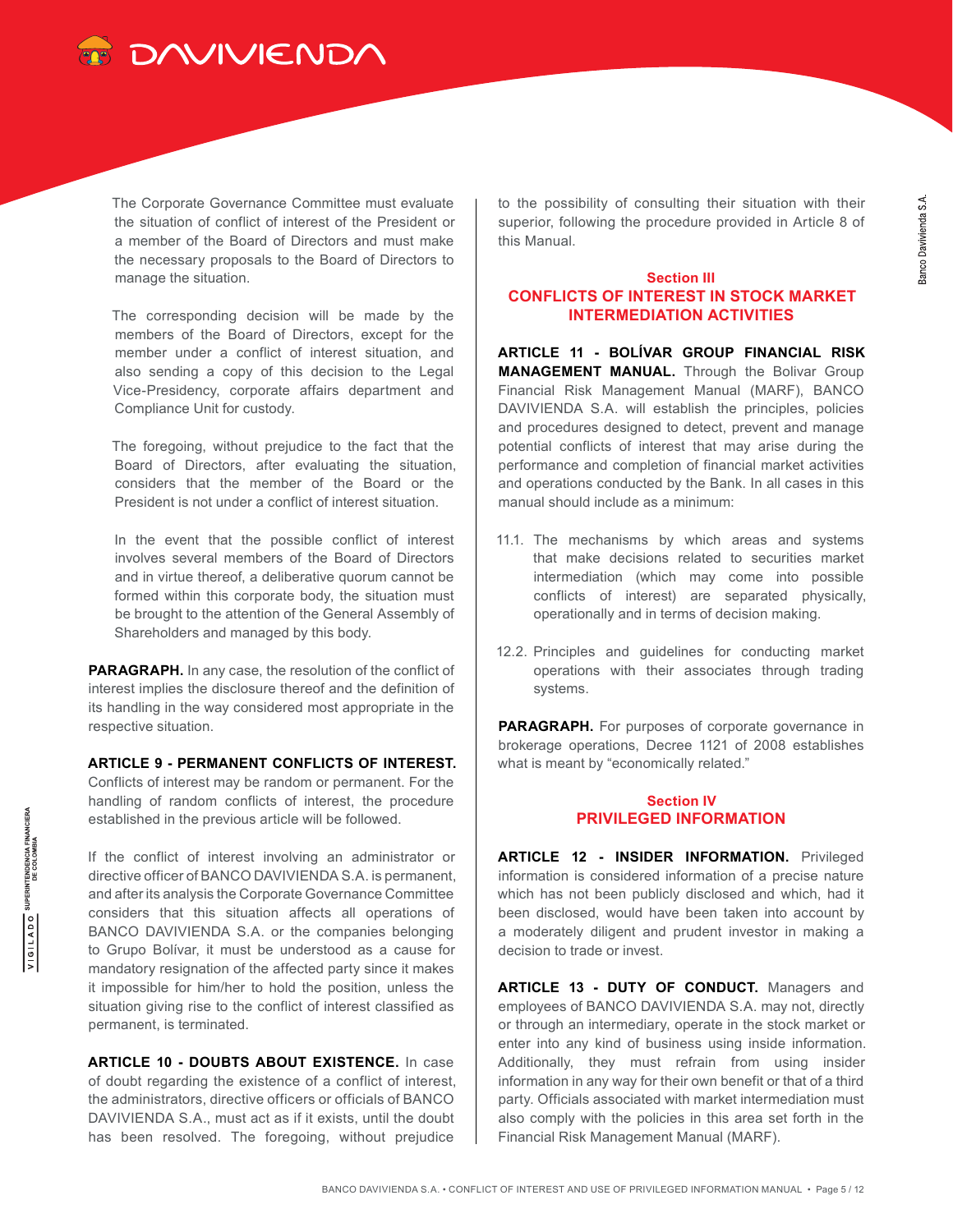The Corporate Governance Committee must evaluate the situation of conflict of interest of the President or a member of the Board of Directors and must make the necessary proposals to the Board of Directors to manage the situation.

The corresponding decision will be made by the members of the Board of Directors, except for the member under a conflict of interest situation, and also sending a copy of this decision to the Legal Vice-Presidency, corporate affairs department and Compliance Unit for custody.

The foregoing, without prejudice to the fact that the Board of Directors, after evaluating the situation, considers that the member of the Board or the President is not under a conflict of interest situation.

In the event that the possible conflict of interest involves several members of the Board of Directors and in virtue thereof, a deliberative quorum cannot be formed within this corporate body, the situation must be brought to the attention of the General Assembly of Shareholders and managed by this body.

**PARAGRAPH.** In any case, the resolution of the conflict of interest implies the disclosure thereof and the definition of its handling in the way considered most appropriate in the respective situation.

**ARTICLE 9 - PERMANENT CONFLICTS OF INTEREST.** Conflicts of interest may be random or permanent. For the handling of random conflicts of interest, the procedure established in the previous article will be followed.

If the conflict of interest involving an administrator or directive officer of BANCO DAVIVIENDA S.A. is permanent, and after its analysis the Corporate Governance Committee considers that this situation affects all operations of BANCO DAVIVIENDA S.A. or the companies belonging to Grupo Bolívar, it must be understood as a cause for mandatory resignation of the affected party since it makes it impossible for him/her to hold the position, unless the situation giving rise to the conflict of interest classified as permanent, is terminated.

**ARTICLE 10 - DOUBTS ABOUT EXISTENCE.** In case of doubt regarding the existence of a conflict of interest, the administrators, directive officers or officials of BANCO DAVIVIENDA S.A., must act as if it exists, until the doubt has been resolved. The foregoing, without prejudice to the possibility of consulting their situation with their superior, following the procedure provided in Article 8 of this Manual.

## Section III
## CONFLICTS OF INTEREST IN STOCK MARKET INTERMEDIATION ACTIVITIES

**ARTICLE 11 - BOLÍVAR GROUP FINANCIAL RISK MANAGEMENT MANUAL.** Through the Bolivar Group Financial Risk Management Manual (MARF), BANCO DAVIVIENDA S.A. will establish the principles, policies and procedures designed to detect, prevent and manage potential conflicts of interest that may arise during the performance and completion of financial market activities and operations conducted by the Bank. In all cases in this manual should include as a minimum:

11.1. The mechanisms by which areas and systems that make decisions related to securities market intermediation (which may come into possible conflicts of interest) are separated physically, operationally and in terms of decision making.

12.2. Principles and guidelines for conducting market operations with their associates through trading systems.

**PARAGRAPH.** For purposes of corporate governance in brokerage operations, Decree 1121 of 2008 establishes what is meant by "economically related."

## Section IV
## PRIVILEGED INFORMATION

**ARTICLE 12 - INSIDER INFORMATION.** Privileged information is considered information of a precise nature which has not been publicly disclosed and which, had it been disclosed, would have been taken into account by a moderately diligent and prudent investor in making a decision to trade or invest.

**ARTICLE 13 - DUTY OF CONDUCT.** Managers and employees of BANCO DAVIVIENDA S.A. may not, directly or through an intermediary, operate in the stock market or enter into any kind of business using inside information. Additionally, they must refrain from using insider information in any way for their own benefit or that of a third party. Officials associated with market intermediation must also comply with the policies in this area set forth in the Financial Risk Management Manual (MARF).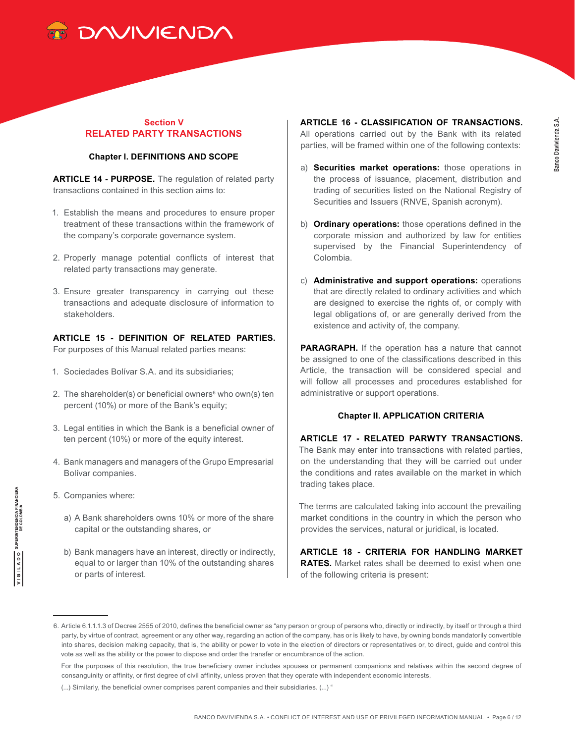## Section V
## RELATED PARTY TRANSACTIONS

### Chapter I. DEFINITIONS AND SCOPE

**ARTICLE 14 - PURPOSE.** The regulation of related party transactions contained in this section aims to:

1. Establish the means and procedures to ensure proper treatment of these transactions within the framework of the company's corporate governance system.

2. Properly manage potential conflicts of interest that related party transactions may generate.

3. Ensure greater transparency in carrying out these transactions and adequate disclosure of information to stakeholders.

**ARTICLE 15 - DEFINITION OF RELATED PARTIES.** For purposes of this Manual related parties means:

1. Sociedades Bolívar S.A. and its subsidiaries;

2. The shareholder(s) or beneficial owners[6] who own(s) ten percent (10%) or more of the Bank's equity;

3. Legal entities in which the Bank is a beneficial owner of ten percent (10%) or more of the equity interest.

4. Bank managers and managers of the Grupo Empresarial Bolívar companies.

5. Companies where:

   a) A Bank shareholders owns 10% or more of the share capital or the outstanding shares, or

   b) Bank managers have an interest, directly or indirectly, equal to or larger than 10% of the outstanding shares or parts of interest.

**ARTICLE 16 - CLASSIFICATION OF TRANSACTIONS.** All operations carried out by the Bank with its related parties, will be framed within one of the following contexts:

a) **Securities market operations:** those operations in the process of issuance, placement, distribution and trading of securities listed on the National Registry of Securities and Issuers (RNVE, Spanish acronym).

b) **Ordinary operations:** those operations defined in the corporate mission and authorized by law for entities supervised by the Financial Superintendency of Colombia.

c) **Administrative and support operations:** operations that are directly related to ordinary activities and which are designed to exercise the rights of, or comply with legal obligations of, or are generally derived from the existence and activity of, the company.

**PARAGRAPH.** If the operation has a nature that cannot be assigned to one of the classifications described in this Article, the transaction will be considered special and will follow all processes and procedures established for administrative or support operations.

### Chapter II. APPLICATION CRITERIA

**ARTICLE 17 - RELATED PARWTY TRANSACTIONS.** The Bank may enter into transactions with related parties, on the understanding that they will be carried out under the conditions and rates available on the market in which trading takes place.

The terms are calculated taking into account the prevailing market conditions in the country in which the person who provides the services, natural or juridical, is located.

**ARTICLE 18 - CRITERIA FOR HANDLING MARKET RATES.** Market rates shall be deemed to exist when one of the following criteria is present:

---

6. Article 6.1.1.1.3 of Decree 2555 of 2010, defines the beneficial owner as "any person or group of persons who, directly or indirectly, by itself or through a third party, by virtue of contract, agreement or any other way, regarding an action of the company, has or is likely to have, by owning bonds mandatorily convertible into shares, decision making capacity, that is, the ability or power to vote in the election of directors or representatives or, to direct, guide and control this vote as well as the ability or the power to dispose and order the transfer or encumbrance of the action.

   For the purposes of this resolution, the true beneficiary owner includes spouses or permanent companions and relatives within the second degree of consanguinity or affinity, or first degree of civil affinity, unless proven that they operate with independent economic interests,

   (...) Similarly, the beneficial owner comprises parent companies and their subsidiaries. (...) "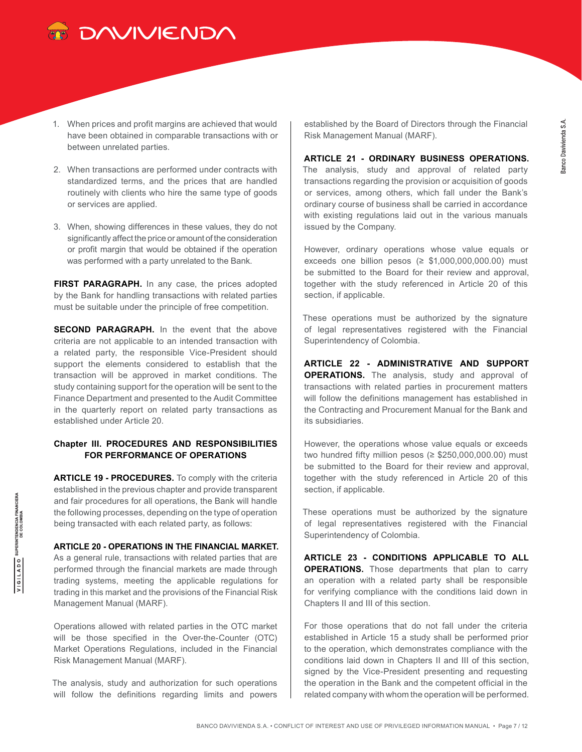1. When prices and profit margins are achieved that would have been obtained in comparable transactions with or between unrelated parties.

2. When transactions are performed under contracts with standardized terms, and the prices that are handled routinely with clients who hire the same type of goods or services are applied.

3. When, showing differences in these values, they do not significantly affect the price or amount of the consideration or profit margin that would be obtained if the operation was performed with a party unrelated to the Bank.

**FIRST PARAGRAPH.** In any case, the prices adopted by the Bank for handling transactions with related parties must be suitable under the principle of free competition.

**SECOND PARAGRAPH.** In the event that the above criteria are not applicable to an intended transaction with a related party, the responsible Vice-President should support the elements considered to establish that the transaction will be approved in market conditions. The study containing support for the operation will be sent to the Finance Department and presented to the Audit Committee in the quarterly report on related party transactions as established under Article 20.

## Chapter III. PROCEDURES AND RESPONSIBILITIES FOR PERFORMANCE OF OPERATIONS

**ARTICLE 19 - PROCEDURES.** To comply with the criteria established in the previous chapter and provide transparent and fair procedures for all operations, the Bank will handle the following processes, depending on the type of operation being transacted with each related party, as follows:

**ARTICLE 20 - OPERATIONS IN THE FINANCIAL MARKET.** As a general rule, transactions with related parties that are performed through the financial markets are made through trading systems, meeting the applicable regulations for trading in this market and the provisions of the Financial Risk Management Manual (MARF).

Operations allowed with related parties in the OTC market will be those specified in the Over-the-Counter (OTC) Market Operations Regulations, included in the Financial Risk Management Manual (MARF).

The analysis, study and authorization for such operations will follow the definitions regarding limits and powers established by the Board of Directors through the Financial Risk Management Manual (MARF).

**ARTICLE 21 - ORDINARY BUSINESS OPERATIONS.** The analysis, study and approval of related party transactions regarding the provision or acquisition of goods or services, among others, which fall under the Bank's ordinary course of business shall be carried in accordance with existing regulations laid out in the various manuals issued by the Company.

However, ordinary operations whose value equals or exceeds one billion pesos (≥ $1,000,000,000.00) must be submitted to the Board for their review and approval, together with the study referenced in Article 20 of this section, if applicable.

These operations must be authorized by the signature of legal representatives registered with the Financial Superintendency of Colombia.

**ARTICLE 22 - ADMINISTRATIVE AND SUPPORT OPERATIONS.** The analysis, study and approval of transactions with related parties in procurement matters will follow the definitions management has established in the Contracting and Procurement Manual for the Bank and its subsidiaries.

However, the operations whose value equals or exceeds two hundred fifty million pesos (≥ $250,000,000.00) must be submitted to the Board for their review and approval, together with the study referenced in Article 20 of this section, if applicable.

These operations must be authorized by the signature of legal representatives registered with the Financial Superintendency of Colombia.

**ARTICLE 23 - CONDITIONS APPLICABLE TO ALL OPERATIONS.** Those departments that plan to carry an operation with a related party shall be responsible for verifying compliance with the conditions laid down in Chapters II and III of this section.

For those operations that do not fall under the criteria established in Article 15 a study shall be performed prior to the operation, which demonstrates compliance with the conditions laid down in Chapters II and III of this section, signed by the Vice-President presenting and requesting the operation in the Bank and the competent official in the related company with whom the operation will be performed.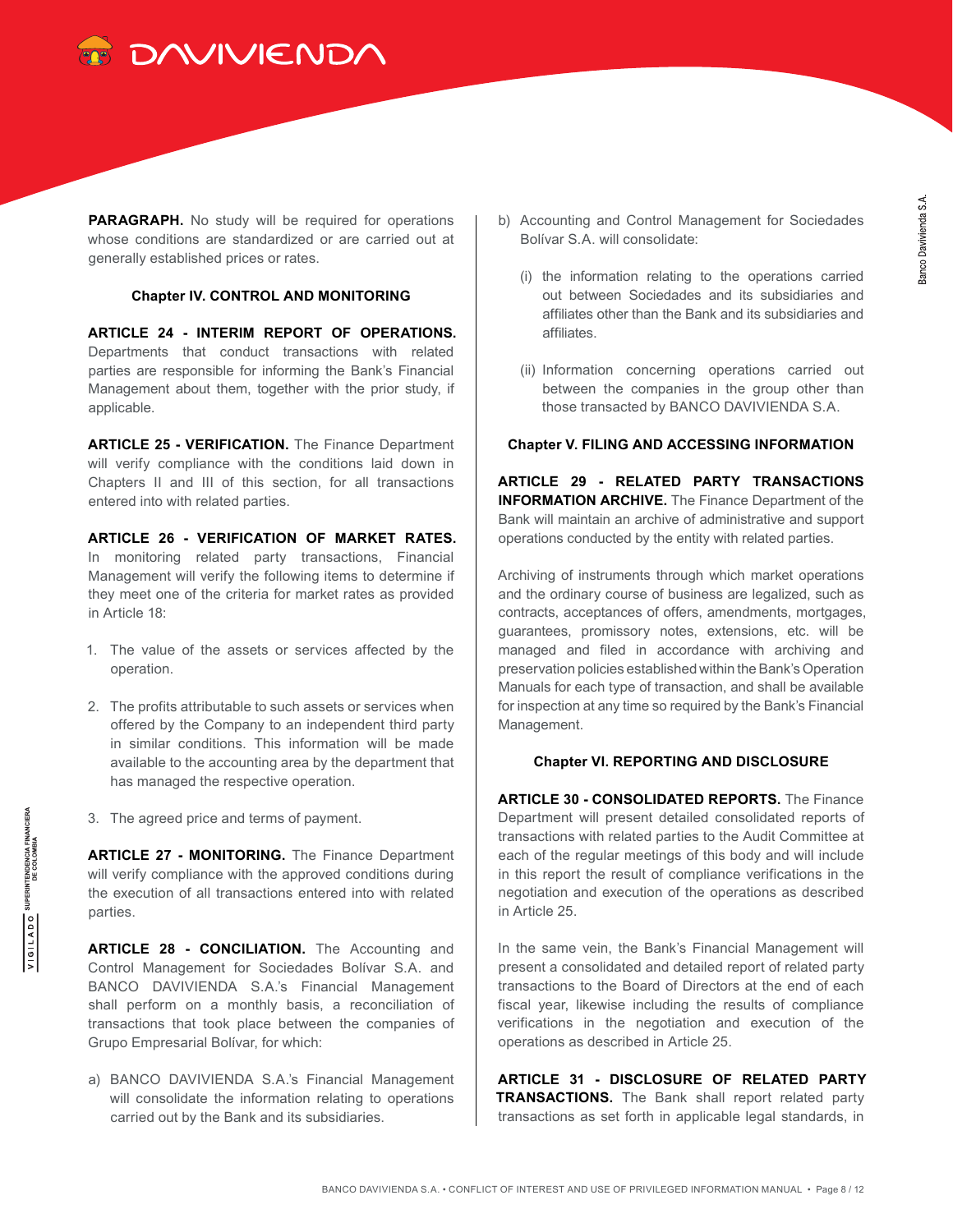**PARAGRAPH.** No study will be required for operations whose conditions are standardized or are carried out at generally established prices or rates.

### Chapter IV. CONTROL AND MONITORING

**ARTICLE 24 - INTERIM REPORT OF OPERATIONS.** Departments that conduct transactions with related parties are responsible for informing the Bank's Financial Management about them, together with the prior study, if applicable.

**ARTICLE 25 - VERIFICATION.** The Finance Department will verify compliance with the conditions laid down in Chapters II and III of this section, for all transactions entered into with related parties.

**ARTICLE 26 - VERIFICATION OF MARKET RATES.** In monitoring related party transactions, Financial Management will verify the following items to determine if they meet one of the criteria for market rates as provided in Article 18:

1. The value of the assets or services affected by the operation.
2. The profits attributable to such assets or services when offered by the Company to an independent third party in similar conditions. This information will be made available to the accounting area by the department that has managed the respective operation.
3. The agreed price and terms of payment.

**ARTICLE 27 - MONITORING.** The Finance Department will verify compliance with the approved conditions during the execution of all transactions entered into with related parties.

**ARTICLE 28 - CONCILIATION.** The Accounting and Control Management for Sociedades Bolívar S.A. and BANCO DAVIVIENDA S.A.'s Financial Management shall perform on a monthly basis, a reconciliation of transactions that took place between the companies of Grupo Empresarial Bolívar, for which:

a) BANCO DAVIVIENDA S.A.'s Financial Management will consolidate the information relating to operations carried out by the Bank and its subsidiaries.

b) Accounting and Control Management for Sociedades Bolívar S.A. will consolidate:

   (i) the information relating to the operations carried out between Sociedades and its subsidiaries and affiliates other than the Bank and its subsidiaries and affiliates.

   (ii) Information concerning operations carried out between the companies in the group other than those transacted by BANCO DAVIVIENDA S.A.

### Chapter V. FILING AND ACCESSING INFORMATION

**ARTICLE 29 - RELATED PARTY TRANSACTIONS INFORMATION ARCHIVE.** The Finance Department of the Bank will maintain an archive of administrative and support operations conducted by the entity with related parties.

Archiving of instruments through which market operations and the ordinary course of business are legalized, such as contracts, acceptances of offers, amendments, mortgages, guarantees, promissory notes, extensions, etc. will be managed and filed in accordance with archiving and preservation policies established within the Bank's Operation Manuals for each type of transaction, and shall be available for inspection at any time so required by the Bank's Financial Management.

### Chapter VI. REPORTING AND DISCLOSURE

**ARTICLE 30 - CONSOLIDATED REPORTS.** The Finance Department will present detailed consolidated reports of transactions with related parties to the Audit Committee at each of the regular meetings of this body and will include in this report the result of compliance verifications in the negotiation and execution of the operations as described in Article 25.

In the same vein, the Bank's Financial Management will present a consolidated and detailed report of related party transactions to the Board of Directors at the end of each fiscal year, likewise including the results of compliance verifications in the negotiation and execution of the operations as described in Article 25.

**ARTICLE 31 - DISCLOSURE OF RELATED PARTY TRANSACTIONS.** The Bank shall report related party transactions as set forth in applicable legal standards, in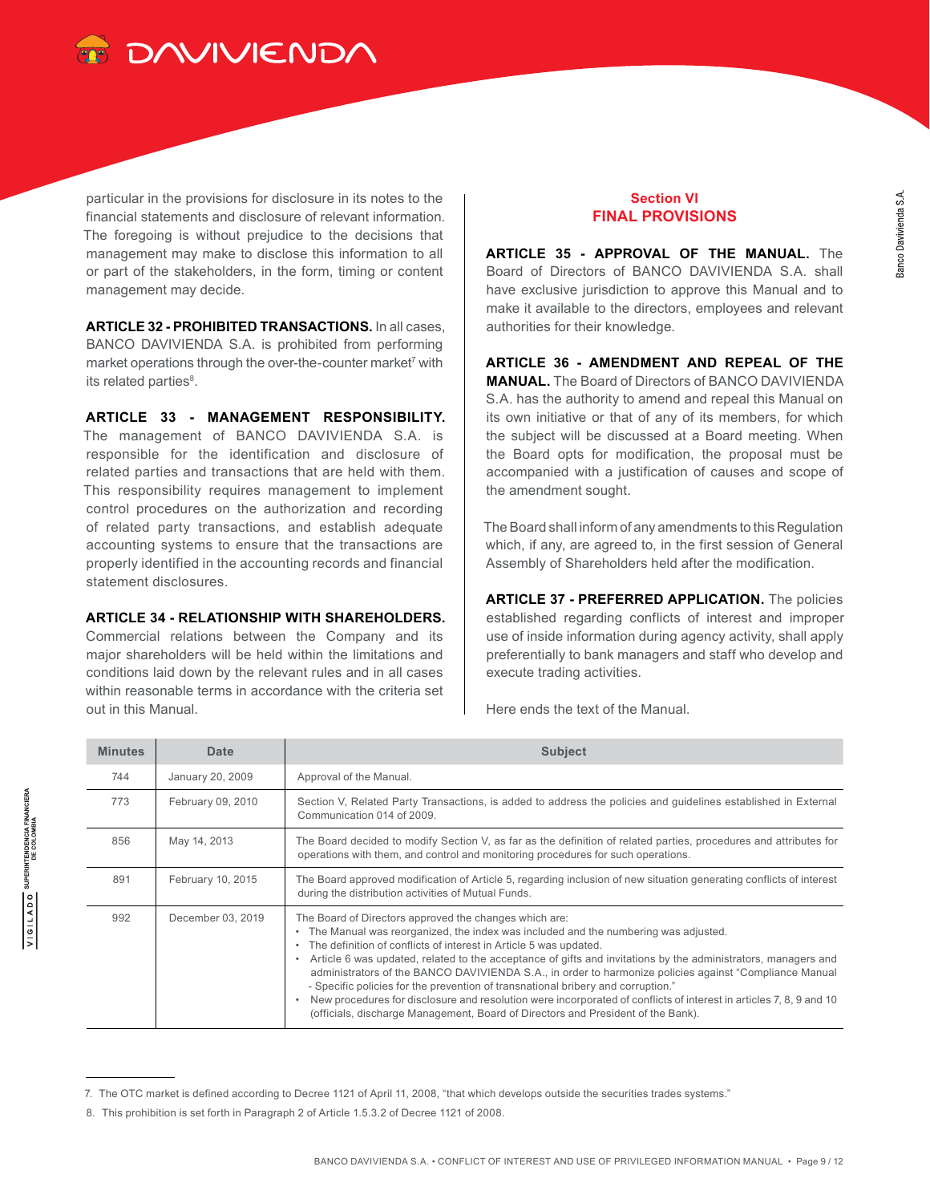particular in the provisions for disclosure in its notes to the financial statements and disclosure of relevant information. The foregoing is without prejudice to the decisions that management may make to disclose this information to all or part of the stakeholders, in the form, timing or content management may decide.

**ARTICLE 32 - PROHIBITED TRANSACTIONS.** In all cases, BANCO DAVIVIENDA S.A. is prohibited from performing market operations through the over-the-counter market[7] with its related parties[8].

**ARTICLE 33 - MANAGEMENT RESPONSIBILITY.** The management of BANCO DAVIVIENDA S.A. is responsible for the identification and disclosure of related parties and transactions that are held with them. This responsibility requires management to implement control procedures on the authorization and recording of related party transactions, and establish adequate accounting systems to ensure that the transactions are properly identified in the accounting records and financial statement disclosures.

**ARTICLE 34 - RELATIONSHIP WITH SHAREHOLDERS.** Commercial relations between the Company and its major shareholders will be held within the limitations and conditions laid down by the relevant rules and in all cases within reasonable terms in accordance with the criteria set out in this Manual.

## Section VI
## FINAL PROVISIONS

**ARTICLE 35 - APPROVAL OF THE MANUAL.** The Board of Directors of BANCO DAVIVIENDA S.A. shall have exclusive jurisdiction to approve this Manual and to make it available to the directors, employees and relevant authorities for their knowledge.

**ARTICLE 36 - AMENDMENT AND REPEAL OF THE MANUAL.** The Board of Directors of BANCO DAVIVIENDA S.A. has the authority to amend and repeal this Manual on its own initiative or that of any of its members, for which the subject will be discussed at a Board meeting. When the Board opts for modification, the proposal must be accompanied with a justification of causes and scope of the amendment sought.

The Board shall inform of any amendments to this Regulation which, if any, are agreed to, in the first session of General Assembly of Shareholders held after the modification.

**ARTICLE 37 - PREFERRED APPLICATION.** The policies established regarding conflicts of interest and improper use of inside information during agency activity, shall apply preferentially to bank managers and staff who develop and execute trading activities.

Here ends the text of the Manual.

| Minutes | Date | Subject |
|---|---|---|
| 744 | January 20, 2009 | Approval of the Manual. |
| 773 | February 09, 2010 | Section V, Related Party Transactions, is added to address the policies and guidelines established in External Communication 014 of 2009. |
| 856 | May 14, 2013 | The Board decided to modify Section V, as far as the definition of related parties, procedures and attributes for operations with them, and control and monitoring procedures for such operations. |
| 891 | February 10, 2015 | The Board approved modification of Article 5, regarding inclusion of new situation generating conflicts of interest during the distribution activities of Mutual Funds. |
| 992 | December 03, 2019 | The Board of Directors approved the changes which are:<br>• The Manual was reorganized, the index was included and the numbering was adjusted.<br>• The definition of conflicts of interest in Article 5 was updated.<br>• Article 6 was updated, related to the acceptance of gifts and invitations by the administrators, managers and administrators of the BANCO DAVIVIENDA S.A., in order to harmonize policies against "Compliance Manual - Specific policies for the prevention of transnational bribery and corruption."<br>• New procedures for disclosure and resolution were incorporated of conflicts of interest in articles 7, 8, 9 and 10 (officials, discharge Management, Board of Directors and President of the Bank). |

7. The OTC market is defined according to Decree 1121 of April 11, 2008, "that which develops outside the securities trades systems."

8. This prohibition is set forth in Paragraph 2 of Article 1.5.3.2 of Decree 1121 of 2008.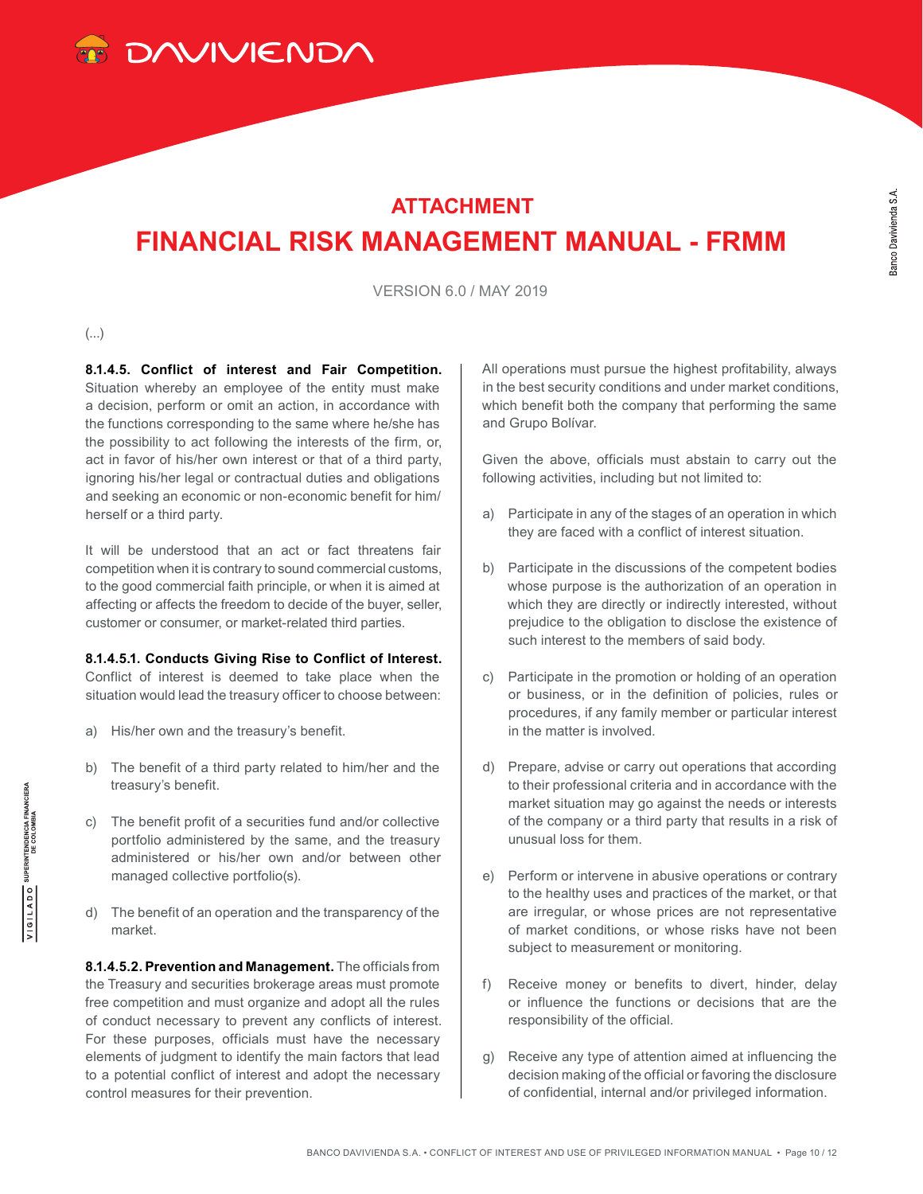## ATTACHMENT

# FINANCIAL RISK MANAGEMENT MANUAL - FRMM

VERSION 6.0 / MAY 2019

(...)

**8.1.4.5. Conflict of interest and Fair Competition.** Situation whereby an employee of the entity must make a decision, perform or omit an action, in accordance with the functions corresponding to the same where he/she has the possibility to act following the interests of the firm, or, act in favor of his/her own interest or that of a third party, ignoring his/her legal or contractual duties and obligations and seeking an economic or non-economic benefit for him/herself or a third party.

It will be understood that an act or fact threatens fair competition when it is contrary to sound commercial customs, to the good commercial faith principle, or when it is aimed at affecting or affects the freedom to decide of the buyer, seller, customer or consumer, or market-related third parties.

**8.1.4.5.1. Conducts Giving Rise to Conflict of Interest.** Conflict of interest is deemed to take place when the situation would lead the treasury officer to choose between:

a) His/her own and the treasury's benefit.

b) The benefit of a third party related to him/her and the treasury's benefit.

c) The benefit profit of a securities fund and/or collective portfolio administered by the same, and the treasury administered or his/her own and/or between other managed collective portfolio(s).

d) The benefit of an operation and the transparency of the market.

**8.1.4.5.2. Prevention and Management.** The officials from the Treasury and securities brokerage areas must promote free competition and must organize and adopt all the rules of conduct necessary to prevent any conflicts of interest. For these purposes, officials must have the necessary elements of judgment to identify the main factors that lead to a potential conflict of interest and adopt the necessary control measures for their prevention.

All operations must pursue the highest profitability, always in the best security conditions and under market conditions, which benefit both the company that performing the same and Grupo Bolívar.

Given the above, officials must abstain to carry out the following activities, including but not limited to:

a) Participate in any of the stages of an operation in which they are faced with a conflict of interest situation.

b) Participate in the discussions of the competent bodies whose purpose is the authorization of an operation in which they are directly or indirectly interested, without prejudice to the obligation to disclose the existence of such interest to the members of said body.

c) Participate in the promotion or holding of an operation or business, or in the definition of policies, rules or procedures, if any family member or particular interest in the matter is involved.

d) Prepare, advise or carry out operations that according to their professional criteria and in accordance with the market situation may go against the needs or interests of the company or a third party that results in a risk of unusual loss for them.

e) Perform or intervene in abusive operations or contrary to the healthy uses and practices of the market, or that are irregular, or whose prices are not representative of market conditions, or whose risks have not been subject to measurement or monitoring.

f) Receive money or benefits to divert, hinder, delay or influence the functions or decisions that are the responsibility of the official.

g) Receive any type of attention aimed at influencing the decision making of the official or favoring the disclosure of confidential, internal and/or privileged information.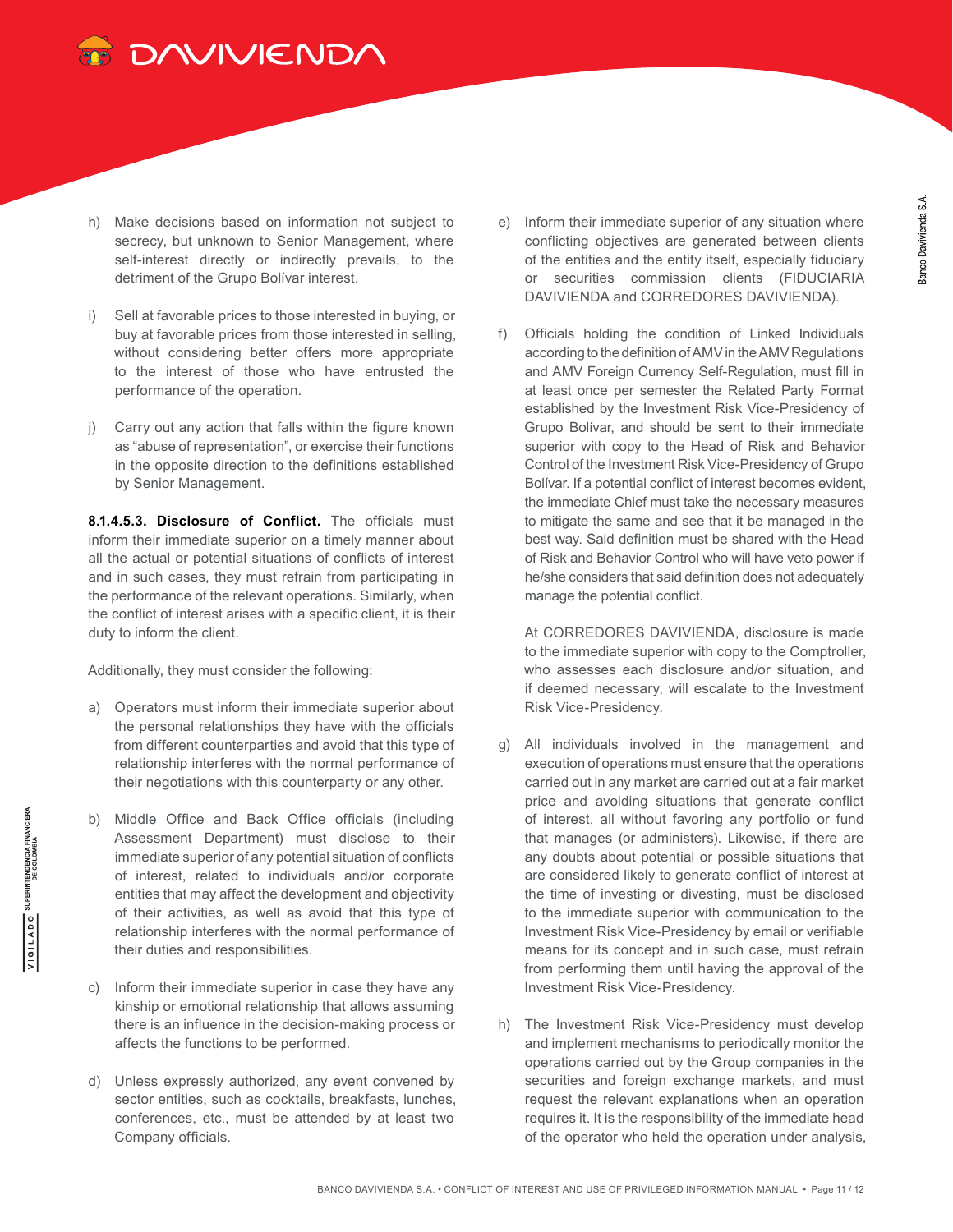h) Make decisions based on information not subject to secrecy, but unknown to Senior Management, where self-interest directly or indirectly prevails, to the detriment of the Grupo Bolívar interest.

i) Sell at favorable prices to those interested in buying, or buy at favorable prices from those interested in selling, without considering better offers more appropriate to the interest of those who have entrusted the performance of the operation.

j) Carry out any action that falls within the figure known as "abuse of representation", or exercise their functions in the opposite direction to the definitions established by Senior Management.

**8.1.4.5.3. Disclosure of Conflict.** The officials must inform their immediate superior on a timely manner about all the actual or potential situations of conflicts of interest and in such cases, they must refrain from participating in the performance of the relevant operations. Similarly, when the conflict of interest arises with a specific client, it is their duty to inform the client.

Additionally, they must consider the following:

a) Operators must inform their immediate superior about the personal relationships they have with the officials from different counterparties and avoid that this type of relationship interferes with the normal performance of their negotiations with this counterparty or any other.

b) Middle Office and Back Office officials (including Assessment Department) must disclose to their immediate superior of any potential situation of conflicts of interest, related to individuals and/or corporate entities that may affect the development and objectivity of their activities, as well as avoid that this type of relationship interferes with the normal performance of their duties and responsibilities.

c) Inform their immediate superior in case they have any kinship or emotional relationship that allows assuming there is an influence in the decision-making process or affects the functions to be performed.

d) Unless expressly authorized, any event convened by sector entities, such as cocktails, breakfasts, lunches, conferences, etc., must be attended by at least two Company officials.

e) Inform their immediate superior of any situation where conflicting objectives are generated between clients of the entities and the entity itself, especially fiduciary or securities commission clients (FIDUCIARIA DAVIVIENDA and CORREDORES DAVIVIENDA).

f) Officials holding the condition of Linked Individuals according to the definition of AMV in the AMV Regulations and AMV Foreign Currency Self-Regulation, must fill in at least once per semester the Related Party Format established by the Investment Risk Vice-Presidency of Grupo Bolívar, and should be sent to their immediate superior with copy to the Head of Risk and Behavior Control of the Investment Risk Vice-Presidency of Grupo Bolívar. If a potential conflict of interest becomes evident, the immediate Chief must take the necessary measures to mitigate the same and see that it be managed in the best way. Said definition must be shared with the Head of Risk and Behavior Control who will have veto power if he/she considers that said definition does not adequately manage the potential conflict.

   At CORREDORES DAVIVIENDA, disclosure is made to the immediate superior with copy to the Comptroller, who assesses each disclosure and/or situation, and if deemed necessary, will escalate to the Investment Risk Vice-Presidency.

g) All individuals involved in the management and execution of operations must ensure that the operations carried out in any market are carried out at a fair market price and avoiding situations that generate conflict of interest, all without favoring any portfolio or fund that manages (or administers). Likewise, if there are any doubts about potential or possible situations that are considered likely to generate conflict of interest at the time of investing or divesting, must be disclosed to the immediate superior with communication to the Investment Risk Vice-Presidency by email or verifiable means for its concept and in such case, must refrain from performing them until having the approval of the Investment Risk Vice-Presidency.

h) The Investment Risk Vice-Presidency must develop and implement mechanisms to periodically monitor the operations carried out by the Group companies in the securities and foreign exchange markets, and must request the relevant explanations when an operation requires it. It is the responsibility of the immediate head of the operator who held the operation under analysis,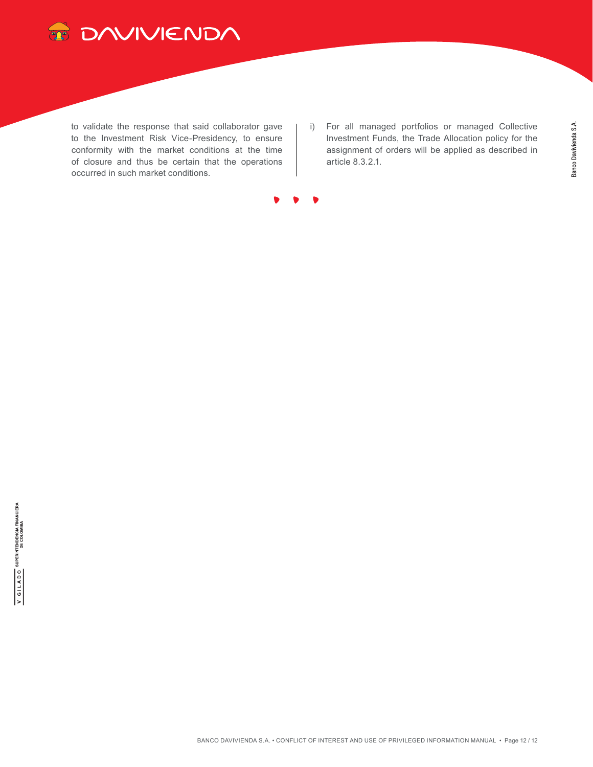to validate the response that said collaborator gave to the Investment Risk Vice-Presidency, to ensure conformity with the market conditions at the time of closure and thus be certain that the operations occurred in such market conditions.

i) For all managed portfolios or managed Collective Investment Funds, the Trade Allocation policy for the assignment of orders will be applied as described in article 8.3.2.1.